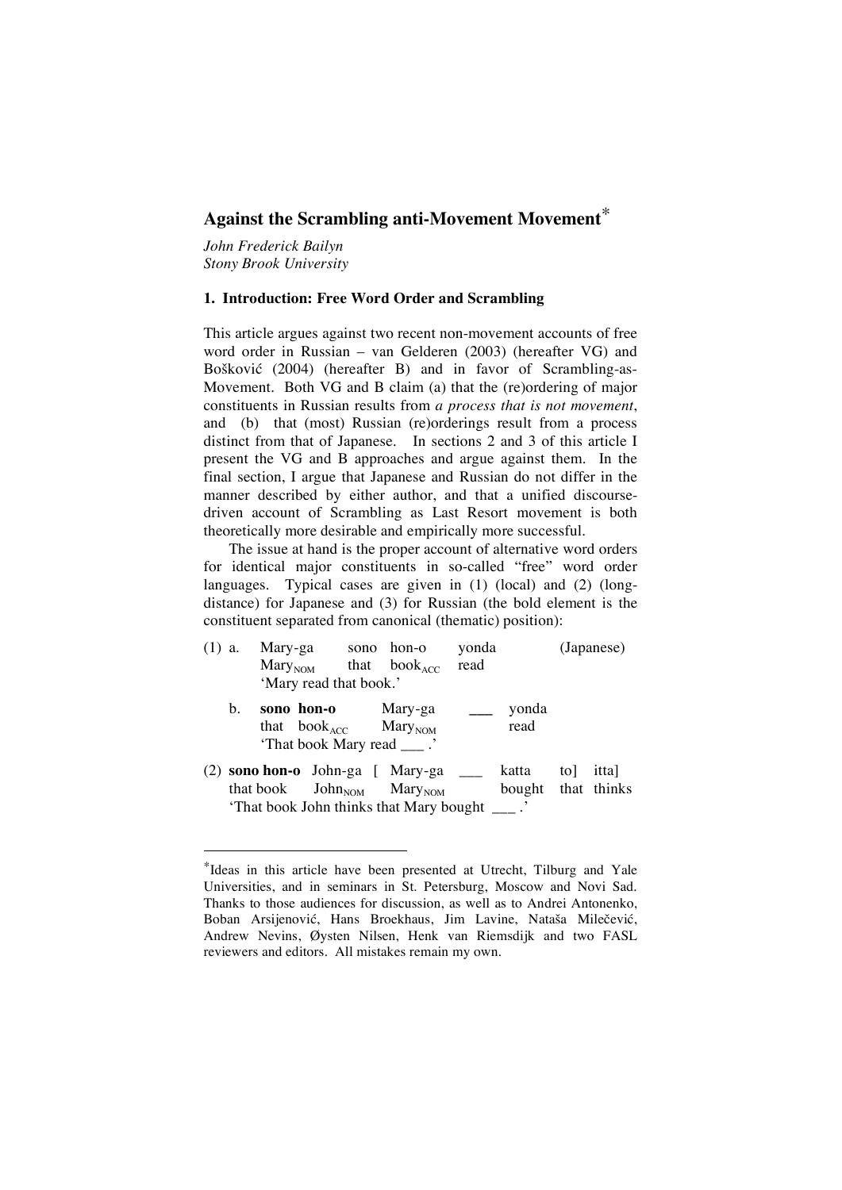# Against the Scrambling anti-Movement Movement*

*John Frederick Bailyn*
*Stony Brook University*

## 1. Introduction: Free Word Order and Scrambling

This article argues against two recent non-movement accounts of free word order in Russian – van Gelderen (2003) (hereafter VG) and Bošković (2004) (hereafter B) and in favor of Scrambling-as-Movement. Both VG and B claim (a) that the (re)ordering of major constituents in Russian results from *a process that is not movement*, and (b) that (most) Russian (re)orderings result from a process distinct from that of Japanese. In sections 2 and 3 of this article I present the VG and B approaches and argue against them. In the final section, I argue that Japanese and Russian do not differ in the manner described by either author, and that a unified discourse-driven account of Scrambling as Last Resort movement is both theoretically more desirable and empirically more successful.

The issue at hand is the proper account of alternative word orders for identical major constituents in so-called "free" word order languages. Typical cases are given in (1) (local) and (2) (long-distance) for Japanese and (3) for Russian (the bold element is the constituent separated from canonical (thematic) position):

(1) a. Mary-ga sono hon-o yonda (Japanese)
  $Mary_{NOM}$ that $book_{ACC}$ read
  'Mary read that book.'

 b. **sono hon-o** Mary-ga ___ yonda
  that $book_{ACC}$ $Mary_{NOM}$ read
  'That book Mary read ___ .'

(2) **sono hon-o** John-ga [ Mary-ga ___ katta to] itta]
  that book $John_{NOM}$ $Mary_{NOM}$ bought that thinks
  'That book John thinks that Mary bought ___ .'

---

*Ideas in this article have been presented at Utrecht, Tilburg and Yale Universities, and in seminars in St. Petersburg, Moscow and Novi Sad. Thanks to those audiences for discussion, as well as to Andrei Antonenko, Boban Arsijenović, Hans Broekhaus, Jim Lavine, Nataša Milečević, Andrew Nevins, Øysten Nilsen, Henk van Riemsdijk and two FASL reviewers and editors. All mistakes remain my own.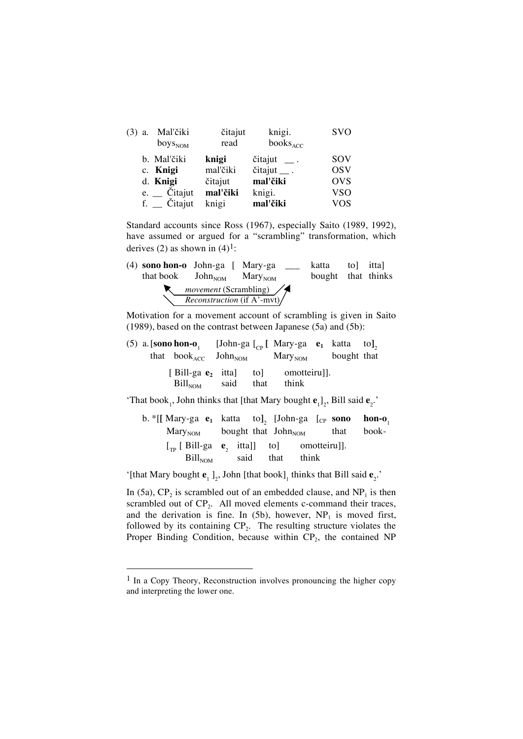(3) a. Mal'čiki čitajut knigi. SVO
boys$_{NOM}$ read books$_{ACC}$

b. Mal'čiki **knigi** čitajut __ . SOV
c. **Knigi** mal'čiki čitajut __ . OSV
d. **Knigi** čitajut **mal'čiki** OVS
e. __ Čitajut **mal'čiki** knigi. VSO
f. __ Čitajut knigi **mal'čiki** VOS

Standard accounts since Ross (1967), especially Saito (1989, 1992), have assumed or argued for a "scrambling" transformation, which derives (2) as shown in (4)[1]:

(4) **sono hon-o** John-ga [ Mary-ga ___ katta to] itta]
that book John$_{NOM}$ Mary$_{NOM}$ bought that thinks

*movement* (Scrambling)
*Reconstruction* (if A'-mvt)

Motivation for a movement account of scrambling is given in Saito (1989), based on the contrast between Japanese (5a) and (5b):

(5) a. [**sono hon-o**$_1$ [John-ga [$_{CP}$ **[** Mary-ga **e$_1$** katta to**]**$_2$
that book$_{ACC}$ John$_{NOM}$ Mary$_{NOM}$ bought that

[ Bill-ga **e$_2$** itta] to] omotteiru]].
Bill$_{NOM}$ said that think

'That book$_1$, John thinks that [that Mary bought **e**$_1$]$_2$, Bill said **e**$_2$.'

b. *[**[** Mary-ga **e$_1$** katta to**]**$_2$ [John-ga [$_{CP}$ **sono hon-o**$_1$
Mary$_{NOM}$ bought that John$_{NOM}$ that book-

[$_{TP}$ [ Bill-ga **e**$_2$ itta]] to] omotteiru]].
Bill$_{NOM}$ said that think

'[that Mary bought **e**$_1$ ]$_2$, John [that book]$_1$ thinks that Bill said **e**$_2$.'

In (5a), CP$_2$ is scrambled out of an embedded clause, and NP$_1$ is then scrambled out of CP$_2$. All moved elements c-command their traces, and the derivation is fine. In (5b), however, NP$_1$ is moved first, followed by its containing CP$_2$. The resulting structure violates the Proper Binding Condition, because within CP$_2$, the contained NP

[1] In a Copy Theory, Reconstruction involves pronouncing the higher copy and interpreting the lower one.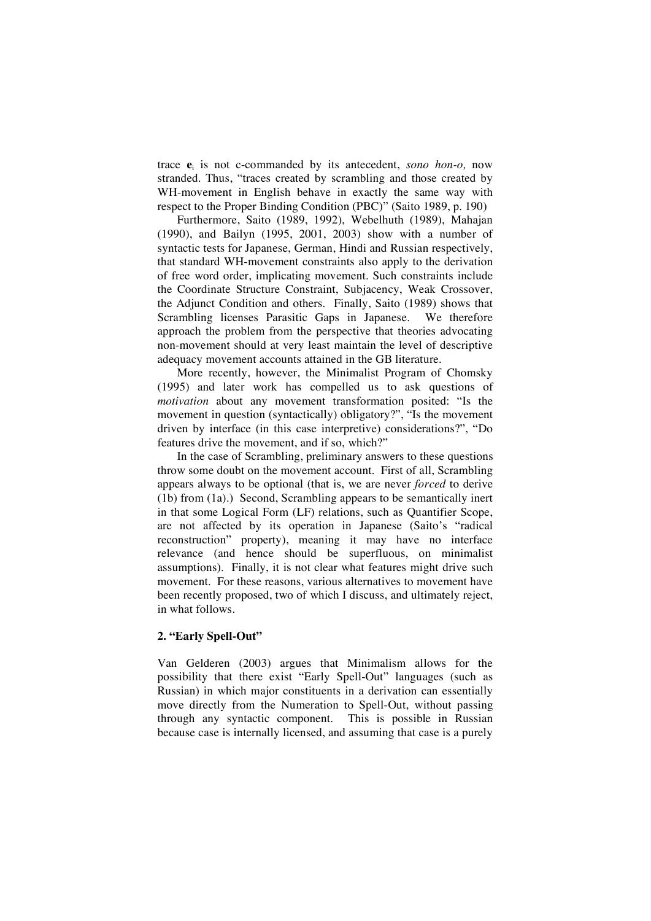trace $\mathbf{e}_i$ is not c-commanded by its antecedent, *sono hon-o,* now stranded. Thus, "traces created by scrambling and those created by WH-movement in English behave in exactly the same way with respect to the Proper Binding Condition (PBC)" (Saito 1989, p. 190)

Furthermore, Saito (1989, 1992), Webelhuth (1989), Mahajan (1990), and Bailyn (1995, 2001, 2003) show with a number of syntactic tests for Japanese, German, Hindi and Russian respectively, that standard WH-movement constraints also apply to the derivation of free word order, implicating movement. Such constraints include the Coordinate Structure Constraint, Subjacency, Weak Crossover, the Adjunct Condition and others. Finally, Saito (1989) shows that Scrambling licenses Parasitic Gaps in Japanese. We therefore approach the problem from the perspective that theories advocating non-movement should at very least maintain the level of descriptive adequacy movement accounts attained in the GB literature.

More recently, however, the Minimalist Program of Chomsky (1995) and later work has compelled us to ask questions of *motivation* about any movement transformation posited: "Is the movement in question (syntactically) obligatory?", "Is the movement driven by interface (in this case interpretive) considerations?", "Do features drive the movement, and if so, which?"

In the case of Scrambling, preliminary answers to these questions throw some doubt on the movement account. First of all, Scrambling appears always to be optional (that is, we are never *forced* to derive (1b) from (1a).) Second, Scrambling appears to be semantically inert in that some Logical Form (LF) relations, such as Quantifier Scope, are not affected by its operation in Japanese (Saito's "radical reconstruction" property), meaning it may have no interface relevance (and hence should be superfluous, on minimalist assumptions). Finally, it is not clear what features might drive such movement. For these reasons, various alternatives to movement have been recently proposed, two of which I discuss, and ultimately reject, in what follows.

## 2. "Early Spell-Out"

Van Gelderen (2003) argues that Minimalism allows for the possibility that there exist "Early Spell-Out" languages (such as Russian) in which major constituents in a derivation can essentially move directly from the Numeration to Spell-Out, without passing through any syntactic component. This is possible in Russian because case is internally licensed, and assuming that case is a purely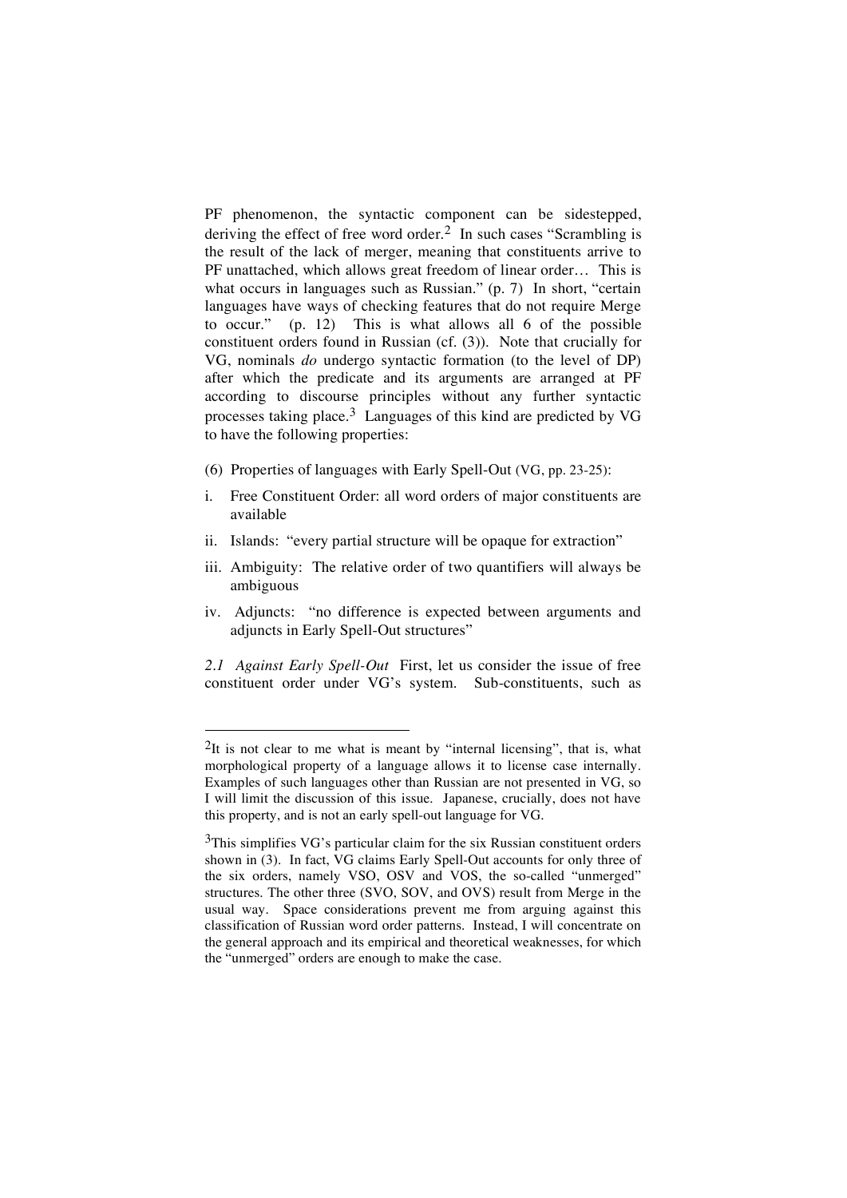PF phenomenon, the syntactic component can be sidestepped, deriving the effect of free word order.[2] In such cases "Scrambling is the result of the lack of merger, meaning that constituents arrive to PF unattached, which allows great freedom of linear order… This is what occurs in languages such as Russian." (p. 7) In short, "certain languages have ways of checking features that do not require Merge to occur." (p. 12) This is what allows all 6 of the possible constituent orders found in Russian (cf. (3)). Note that crucially for VG, nominals *do* undergo syntactic formation (to the level of DP) after which the predicate and its arguments are arranged at PF according to discourse principles without any further syntactic processes taking place.[3] Languages of this kind are predicted by VG to have the following properties:

(6) Properties of languages with Early Spell-Out (VG, pp. 23-25):

i. Free Constituent Order: all word orders of major constituents are available

ii. Islands: "every partial structure will be opaque for extraction"

iii. Ambiguity: The relative order of two quantifiers will always be ambiguous

iv. Adjuncts: "no difference is expected between arguments and adjuncts in Early Spell-Out structures"

*2.1 Against Early Spell-Out* First, let us consider the issue of free constituent order under VG's system. Sub-constituents, such as

---

[2]It is not clear to me what is meant by "internal licensing", that is, what morphological property of a language allows it to license case internally. Examples of such languages other than Russian are not presented in VG, so I will limit the discussion of this issue. Japanese, crucially, does not have this property, and is not an early spell-out language for VG.

[3]This simplifies VG's particular claim for the six Russian constituent orders shown in (3). In fact, VG claims Early Spell-Out accounts for only three of the six orders, namely VSO, OSV and VOS, the so-called "unmerged" structures. The other three (SVO, SOV, and OVS) result from Merge in the usual way. Space considerations prevent me from arguing against this classification of Russian word order patterns. Instead, I will concentrate on the general approach and its empirical and theoretical weaknesses, for which the "unmerged" orders are enough to make the case.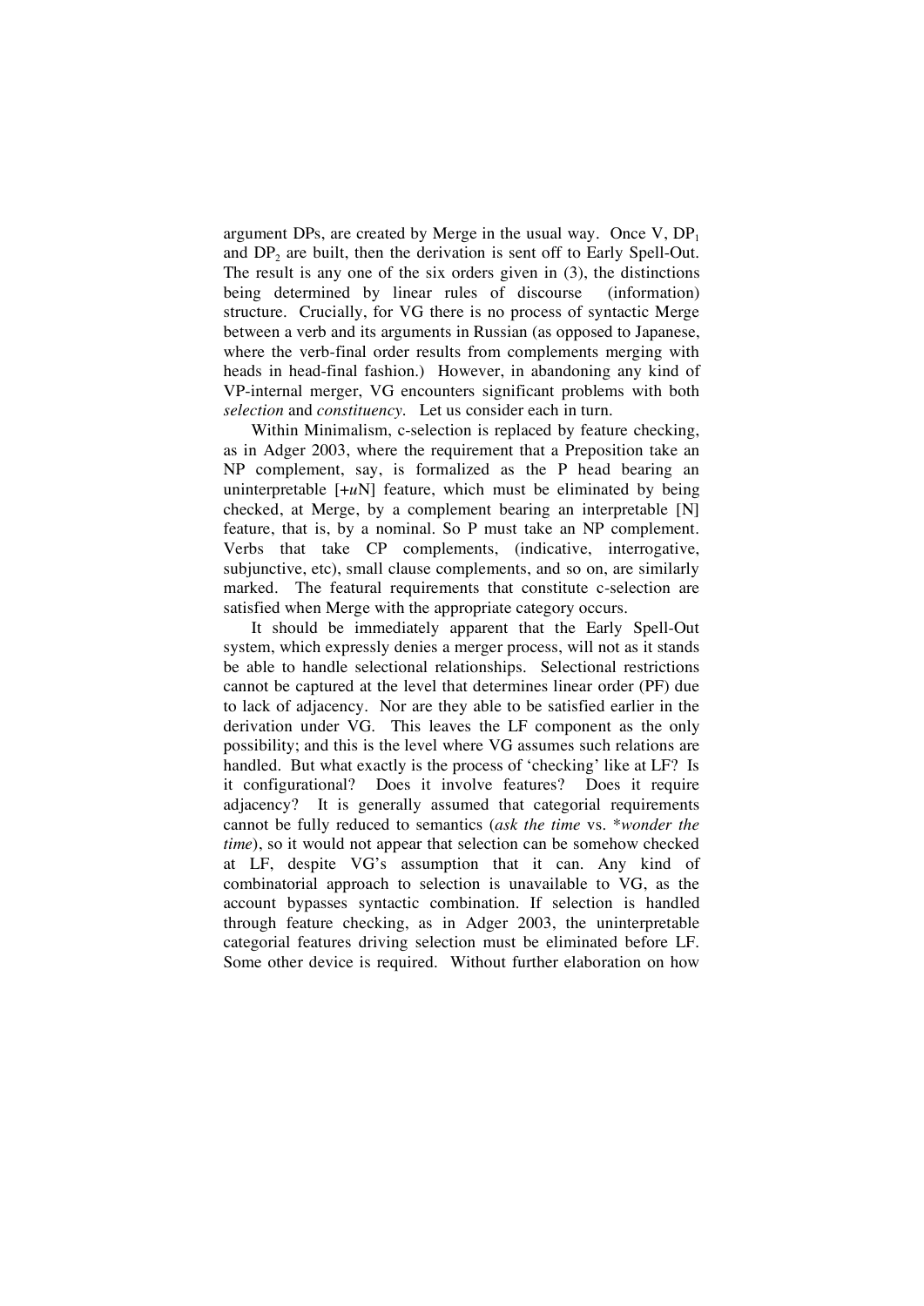argument DPs, are created by Merge in the usual way. Once V, $DP_1$ and $DP_2$ are built, then the derivation is sent off to Early Spell-Out. The result is any one of the six orders given in (3), the distinctions being determined by linear rules of discourse (information) structure. Crucially, for VG there is no process of syntactic Merge between a verb and its arguments in Russian (as opposed to Japanese, where the verb-final order results from complements merging with heads in head-final fashion.) However, in abandoning any kind of VP-internal merger, VG encounters significant problems with both *selection* and *constituency*. Let us consider each in turn.

Within Minimalism, c-selection is replaced by feature checking, as in Adger 2003, where the requirement that a Preposition take an NP complement, say, is formalized as the P head bearing an uninterpretable [+*u*N] feature, which must be eliminated by being checked, at Merge, by a complement bearing an interpretable [N] feature, that is, by a nominal. So P must take an NP complement. Verbs that take CP complements, (indicative, interrogative, subjunctive, etc), small clause complements, and so on, are similarly marked. The featural requirements that constitute c-selection are satisfied when Merge with the appropriate category occurs.

It should be immediately apparent that the Early Spell-Out system, which expressly denies a merger process, will not as it stands be able to handle selectional relationships. Selectional restrictions cannot be captured at the level that determines linear order (PF) due to lack of adjacency. Nor are they able to be satisfied earlier in the derivation under VG. This leaves the LF component as the only possibility; and this is the level where VG assumes such relations are handled. But what exactly is the process of 'checking' like at LF? Is it configurational? Does it involve features? Does it require adjacency? It is generally assumed that categorial requirements cannot be fully reduced to semantics (*ask the time* vs. \**wonder the time*), so it would not appear that selection can be somehow checked at LF, despite VG's assumption that it can. Any kind of combinatorial approach to selection is unavailable to VG, as the account bypasses syntactic combination. If selection is handled through feature checking, as in Adger 2003, the uninterpretable categorial features driving selection must be eliminated before LF. Some other device is required. Without further elaboration on how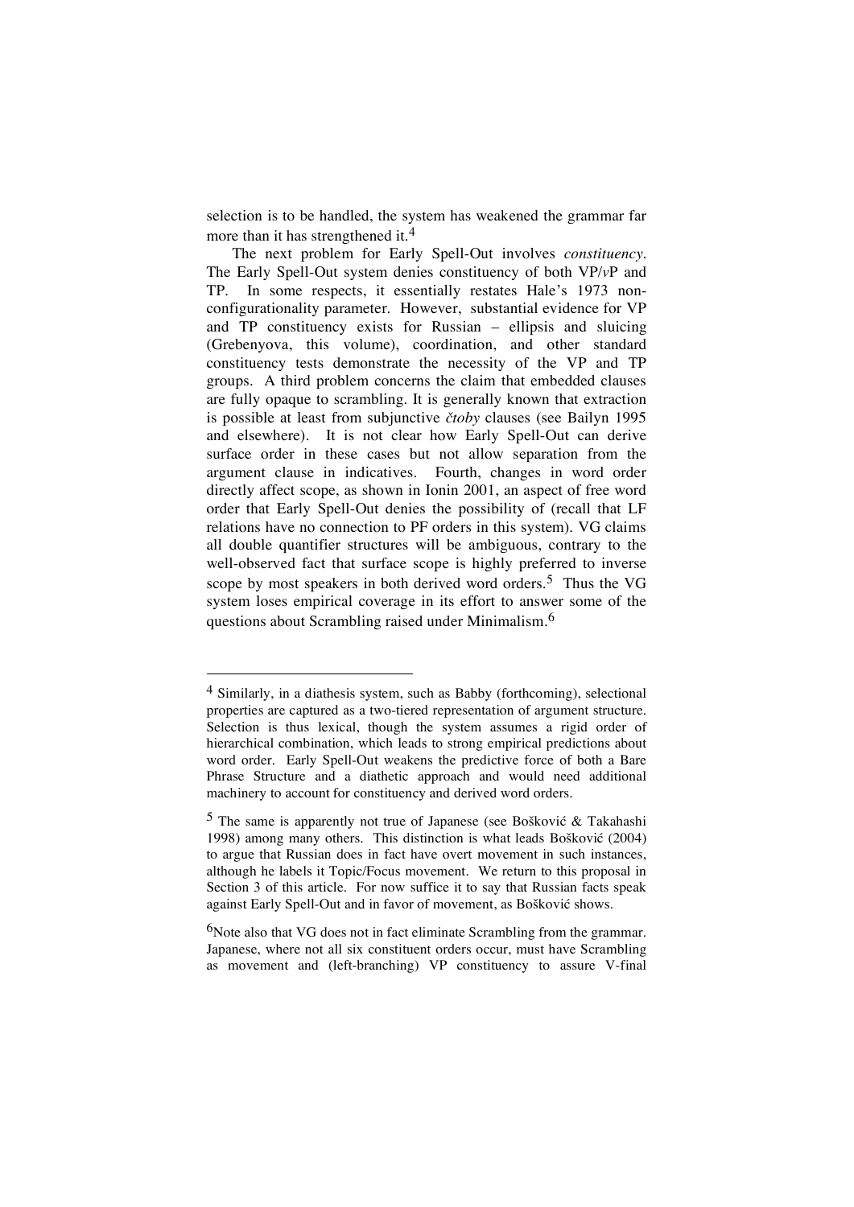selection is to be handled, the system has weakened the grammar far more than it has strengthened it.[4]

The next problem for Early Spell-Out involves *constituency*. The Early Spell-Out system denies constituency of both VP/*v*P and TP. In some respects, it essentially restates Hale's 1973 non-configurationality parameter. However, substantial evidence for VP and TP constituency exists for Russian – ellipsis and sluicing (Grebenyova, this volume), coordination, and other standard constituency tests demonstrate the necessity of the VP and TP groups. A third problem concerns the claim that embedded clauses are fully opaque to scrambling. It is generally known that extraction is possible at least from subjunctive *čtoby* clauses (see Bailyn 1995 and elsewhere). It is not clear how Early Spell-Out can derive surface order in these cases but not allow separation from the argument clause in indicatives. Fourth, changes in word order directly affect scope, as shown in Ionin 2001, an aspect of free word order that Early Spell-Out denies the possibility of (recall that LF relations have no connection to PF orders in this system). VG claims all double quantifier structures will be ambiguous, contrary to the well-observed fact that surface scope is highly preferred to inverse scope by most speakers in both derived word orders.[5] Thus the VG system loses empirical coverage in its effort to answer some of the questions about Scrambling raised under Minimalism.[6]

---

[4] Similarly, in a diathesis system, such as Babby (forthcoming), selectional properties are captured as a two-tiered representation of argument structure. Selection is thus lexical, though the system assumes a rigid order of hierarchical combination, which leads to strong empirical predictions about word order. Early Spell-Out weakens the predictive force of both a Bare Phrase Structure and a diathetic approach and would need additional machinery to account for constituency and derived word orders.

[5] The same is apparently not true of Japanese (see Bošković & Takahashi 1998) among many others. This distinction is what leads Bošković (2004) to argue that Russian does in fact have overt movement in such instances, although he labels it Topic/Focus movement. We return to this proposal in Section 3 of this article. For now suffice it to say that Russian facts speak against Early Spell-Out and in favor of movement, as Bošković shows.

[6] Note also that VG does not in fact eliminate Scrambling from the grammar. Japanese, where not all six constituent orders occur, must have Scrambling as movement and (left-branching) VP constituency to assure V-final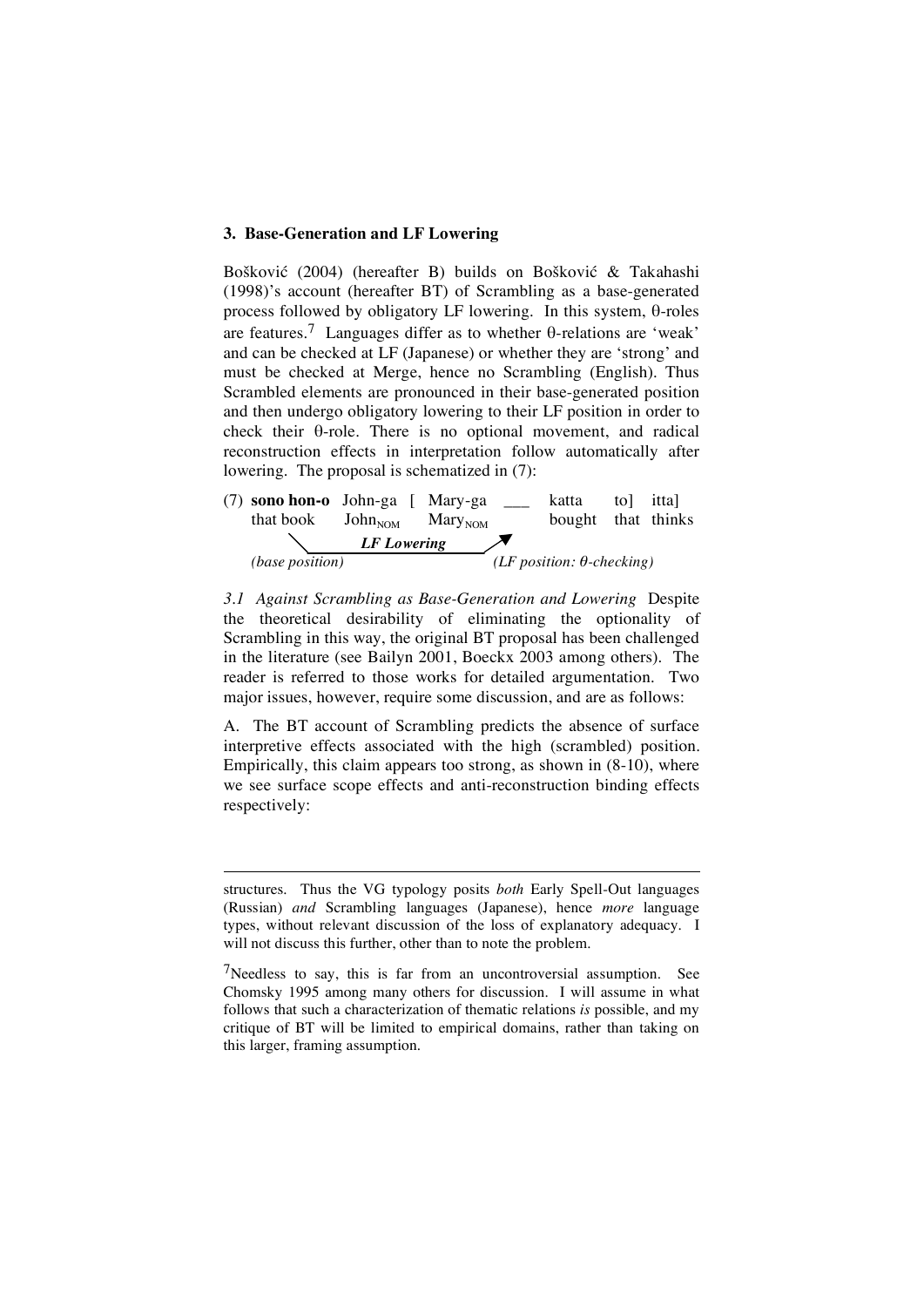### 3. Base-Generation and LF Lowering

Bošković (2004) (hereafter B) builds on Bošković & Takahashi (1998)'s account (hereafter BT) of Scrambling as a base-generated process followed by obligatory LF lowering. In this system, θ-roles are features.[7] Languages differ as to whether θ-relations are 'weak' and can be checked at LF (Japanese) or whether they are 'strong' and must be checked at Merge, hence no Scrambling (English). Thus Scrambled elements are pronounced in their base-generated position and then undergo obligatory lowering to their LF position in order to check their θ-role. There is no optional movement, and radical reconstruction effects in interpretation follow automatically after lowering. The proposal is schematized in (7):

(7) **sono hon-o** John-ga [ Mary-ga \_\_\_ katta to] itta]
&nbsp;&nbsp;&nbsp;&nbsp;&nbsp;that book John$_{NOM}$ Mary$_{NOM}$ bought that thinks
&nbsp;&nbsp;&nbsp;&nbsp;&nbsp;***LF Lowering***
&nbsp;&nbsp;&nbsp;&nbsp;&nbsp;*(base position)* *(LF position: θ-checking)*

*3.1 Against Scrambling as Base-Generation and Lowering* Despite the theoretical desirability of eliminating the optionality of Scrambling in this way, the original BT proposal has been challenged in the literature (see Bailyn 2001, Boeckx 2003 among others). The reader is referred to those works for detailed argumentation. Two major issues, however, require some discussion, and are as follows:

A. The BT account of Scrambling predicts the absence of surface interpretive effects associated with the high (scrambled) position. Empirically, this claim appears too strong, as shown in (8-10), where we see surface scope effects and anti-reconstruction binding effects respectively:

---

structures. Thus the VG typology posits *both* Early Spell-Out languages (Russian) *and* Scrambling languages (Japanese), hence *more* language types, without relevant discussion of the loss of explanatory adequacy. I will not discuss this further, other than to note the problem.

[7]Needless to say, this is far from an uncontroversial assumption. See Chomsky 1995 among many others for discussion. I will assume in what follows that such a characterization of thematic relations *is* possible, and my critique of BT will be limited to empirical domains, rather than taking on this larger, framing assumption.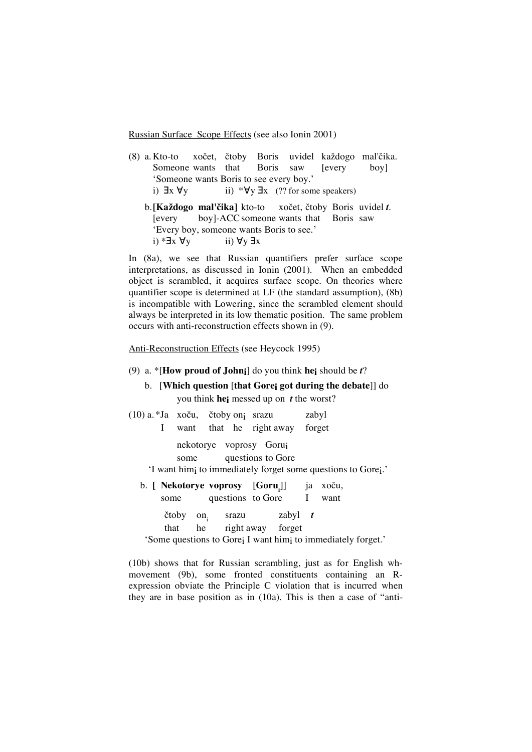Russian Surface Scope Effects (see also Ionin 2001)

(8) a. Kto-to xočet, čtoby Boris uvidel každogo mal'čika.
   Someone wants that Boris saw [every boy]
   'Someone wants Boris to see every boy.'
   i) $\exists x \; \forall y$   ii) $*\forall y \; \exists x$ (?? for some speakers)

   b. **[Každogo mal'čika]** kto-to xočet, čtoby Boris uvidel ***t***.
   [every boy]-ACC someone wants that Boris saw
   'Every boy, someone wants Boris to see.'
   i) $*\exists x \; \forall y$   ii) $\forall y \; \exists x$

In (8a), we see that Russian quantifiers prefer surface scope interpretations, as discussed in Ionin (2001). When an embedded object is scrambled, it acquires surface scope. On theories where quantifier scope is determined at LF (the standard assumption), (8b) is incompatible with Lowering, since the scrambled element should always be interpreted in its low thematic position. The same problem occurs with anti-reconstruction effects shown in (9).

Anti-Reconstruction Effects (see Heycock 1995)

(9) a. *[**How proud of John$_i$**] do you think **he$_i$** should be ***t***?

   b. [**Which question** [**that Gore$_i$ got during the debate**]] do you think **he$_i$** messed up on ***t*** the worst?

(10) a. *Ja xoču, čtoby on$_i$ srazu zabyl
   I want that he right away forget
   nekotorye voprosy Goru$_i$
   some questions to Gore
   'I want him$_i$ to immediately forget some questions to Gore$_i$.'

   b. **[ Nekotorye voprosy** [**Goru$_i$**]] ja xoču,
   some questions to Gore I want
   čtoby on$_i$ srazu zabyl ***t***
   that he right away forget
   'Some questions to Gore$_i$ I want him$_i$ to immediately forget.'

(10b) shows that for Russian scrambling, just as for English wh-movement (9b), some fronted constituents containing an R-expression obviate the Principle C violation that is incurred when they are in base position as in (10a). This is then a case of "anti-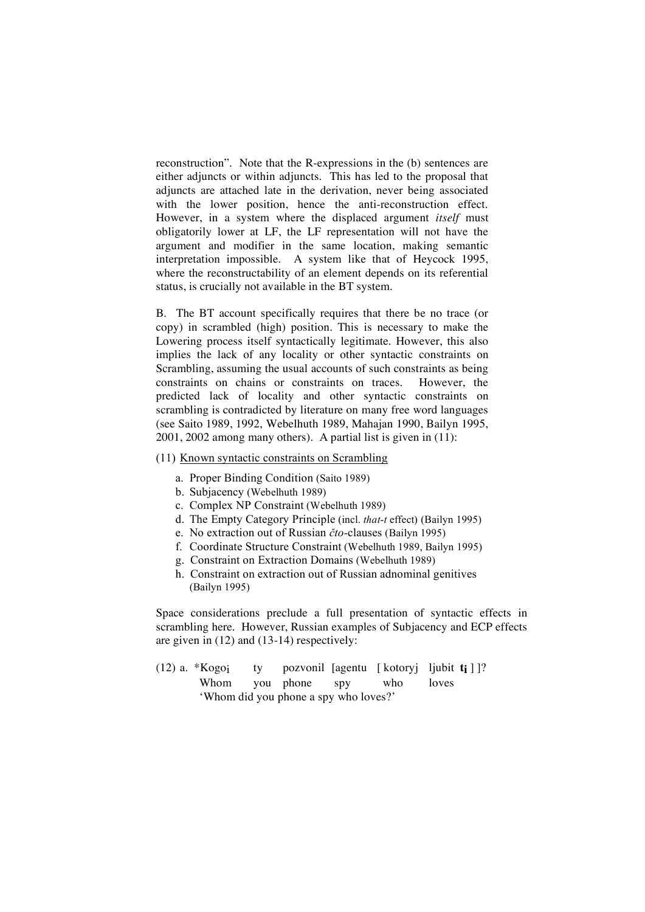reconstruction". Note that the R-expressions in the (b) sentences are either adjuncts or within adjuncts. This has led to the proposal that adjuncts are attached late in the derivation, never being associated with the lower position, hence the anti-reconstruction effect. However, in a system where the displaced argument *itself* must obligatorily lower at LF, the LF representation will not have the argument and modifier in the same location, making semantic interpretation impossible. A system like that of Heycock 1995, where the reconstructability of an element depends on its referential status, is crucially not available in the BT system.

B. The BT account specifically requires that there be no trace (or copy) in scrambled (high) position. This is necessary to make the Lowering process itself syntactically legitimate. However, this also implies the lack of any locality or other syntactic constraints on Scrambling, assuming the usual accounts of such constraints as being constraints on chains or constraints on traces. However, the predicted lack of locality and other syntactic constraints on scrambling is contradicted by literature on many free word languages (see Saito 1989, 1992, Webelhuth 1989, Mahajan 1990, Bailyn 1995, 2001, 2002 among many others). A partial list is given in (11):

(11) <u>Known syntactic constraints on Scrambling</u>

a. Proper Binding Condition (Saito 1989)
b. Subjacency (Webelhuth 1989)
c. Complex NP Constraint (Webelhuth 1989)
d. The Empty Category Principle (incl. *that-t* effect) (Bailyn 1995)
e. No extraction out of Russian *čto*-clauses (Bailyn 1995)
f. Coordinate Structure Constraint (Webelhuth 1989, Bailyn 1995)
g. Constraint on Extraction Domains (Webelhuth 1989)
h. Constraint on extraction out of Russian adnominal genitives (Bailyn 1995)

Space considerations preclude a full presentation of syntactic effects in scrambling here. However, Russian examples of Subjacency and ECP effects are given in (12) and (13-14) respectively:

(12) a. *Kogo$_i$ ty pozvonil [agentu [ kotoryj ljubit **t$_i$** ] ]?
Whom you phone spy who loves
'Whom did you phone a spy who loves?'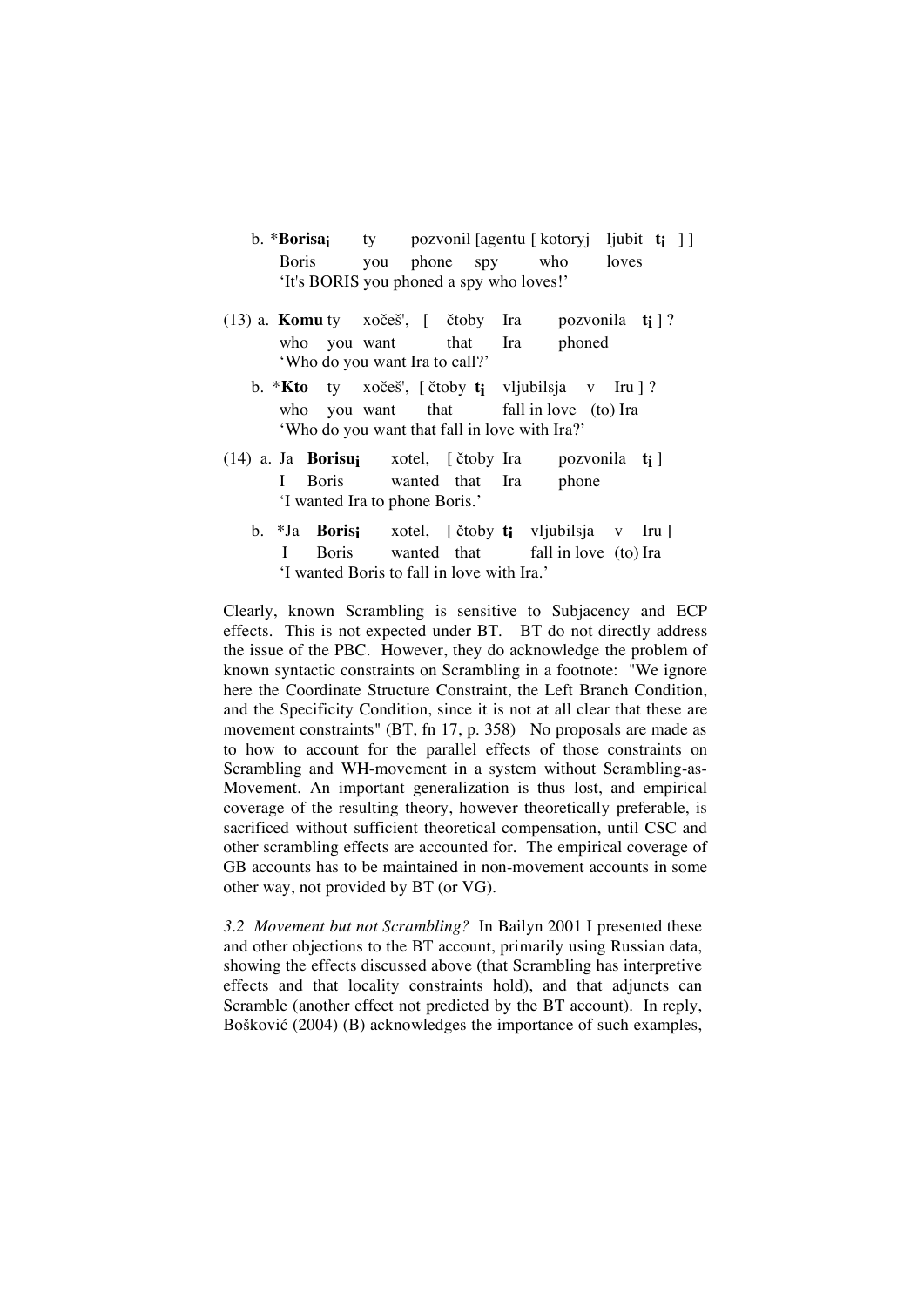b. \***Borisa**$_i$ ty pozvonil [agentu [ kotoryj ljubit **t**$_i$ ] ]
   Boris you phone spy who loves
   'It's BORIS you phoned a spy who loves!'

(13) a. **Komu** ty xočeš', [ čtoby Ira pozvonila **t**$_i$ ] ?
   who you want that Ira phoned
   'Who do you want Ira to call?'

b. \***Kto** ty xočeš', [ čtoby **t**$_i$ vljubilsja v Iru ] ?
   who you want that fall in love (to) Ira
   'Who do you want that fall in love with Ira?'

(14) a. Ja **Borisu**$_i$ xotel, [ čtoby Ira pozvonila **t**$_i$ ]
   I Boris wanted that Ira phone
   'I wanted Ira to phone Boris.'

b. \*Ja **Boris**$_i$ xotel, [ čtoby **t**$_i$ vljubilsja v Iru ]
   I Boris wanted that fall in love (to) Ira
   'I wanted Boris to fall in love with Ira.'

Clearly, known Scrambling is sensitive to Subjacency and ECP effects. This is not expected under BT. BT do not directly address the issue of the PBC. However, they do acknowledge the problem of known syntactic constraints on Scrambling in a footnote: "We ignore here the Coordinate Structure Constraint, the Left Branch Condition, and the Specificity Condition, since it is not at all clear that these are movement constraints" (BT, fn 17, p. 358) No proposals are made as to how to account for the parallel effects of those constraints on Scrambling and WH-movement in a system without Scrambling-as-Movement. An important generalization is thus lost, and empirical coverage of the resulting theory, however theoretically preferable, is sacrificed without sufficient theoretical compensation, until CSC and other scrambling effects are accounted for. The empirical coverage of GB accounts has to be maintained in non-movement accounts in some other way, not provided by BT (or VG).

*3.2 Movement but not Scrambling?* In Bailyn 2001 I presented these and other objections to the BT account, primarily using Russian data, showing the effects discussed above (that Scrambling has interpretive effects and that locality constraints hold), and that adjuncts can Scramble (another effect not predicted by the BT account). In reply, Bošković (2004) (B) acknowledges the importance of such examples,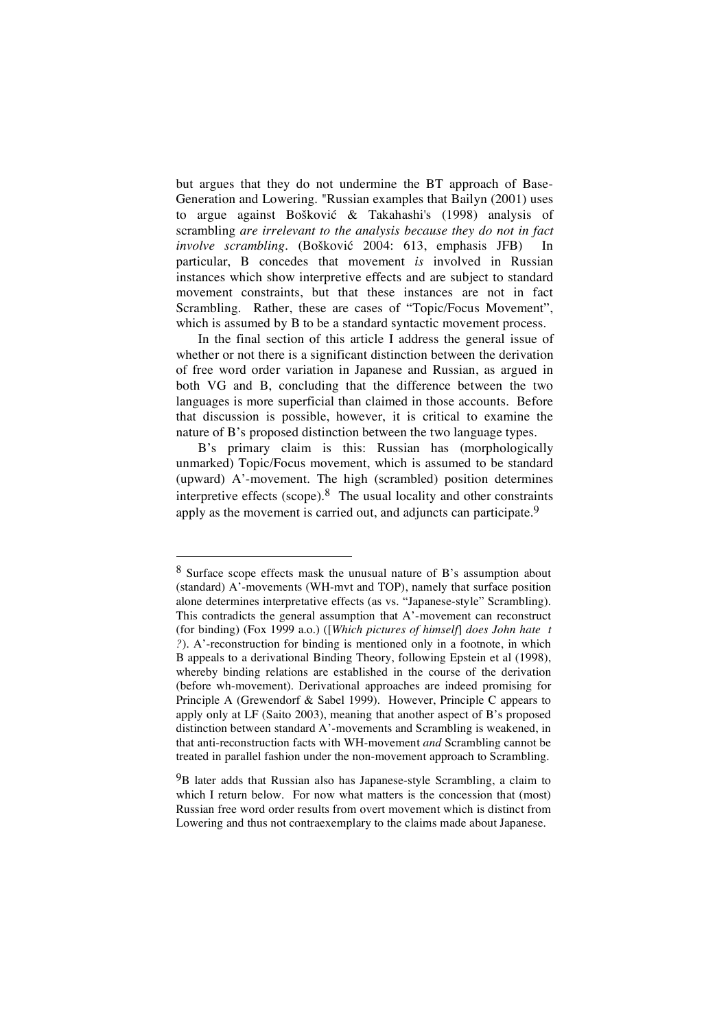but argues that they do not undermine the BT approach of Base-Generation and Lowering. "Russian examples that Bailyn (2001) uses to argue against Bošković & Takahashi's (1998) analysis of scrambling *are irrelevant to the analysis because they do not in fact involve scrambling*. (Bošković 2004: 613, emphasis JFB) In particular, B concedes that movement *is* involved in Russian instances which show interpretive effects and are subject to standard movement constraints, but that these instances are not in fact Scrambling. Rather, these are cases of "Topic/Focus Movement", which is assumed by B to be a standard syntactic movement process.

In the final section of this article I address the general issue of whether or not there is a significant distinction between the derivation of free word order variation in Japanese and Russian, as argued in both VG and B, concluding that the difference between the two languages is more superficial than claimed in those accounts. Before that discussion is possible, however, it is critical to examine the nature of B's proposed distinction between the two language types.

B's primary claim is this: Russian has (morphologically unmarked) Topic/Focus movement, which is assumed to be standard (upward) A'-movement. The high (scrambled) position determines interpretive effects (scope).[8] The usual locality and other constraints apply as the movement is carried out, and adjuncts can participate.[9]

---

[8] Surface scope effects mask the unusual nature of B's assumption about (standard) A'-movements (WH-mvt and TOP), namely that surface position alone determines interpretative effects (as vs. "Japanese-style" Scrambling). This contradicts the general assumption that A'-movement can reconstruct (for binding) (Fox 1999 a.o.) ([*Which pictures of himself*] *does John hate t ?*). A'-reconstruction for binding is mentioned only in a footnote, in which B appeals to a derivational Binding Theory, following Epstein et al (1998), whereby binding relations are established in the course of the derivation (before wh-movement). Derivational approaches are indeed promising for Principle A (Grewendorf & Sabel 1999). However, Principle C appears to apply only at LF (Saito 2003), meaning that another aspect of B's proposed distinction between standard A'-movements and Scrambling is weakened, in that anti-reconstruction facts with WH-movement *and* Scrambling cannot be treated in parallel fashion under the non-movement approach to Scrambling.

[9] B later adds that Russian also has Japanese-style Scrambling, a claim to which I return below. For now what matters is the concession that (most) Russian free word order results from overt movement which is distinct from Lowering and thus not contraexemplary to the claims made about Japanese.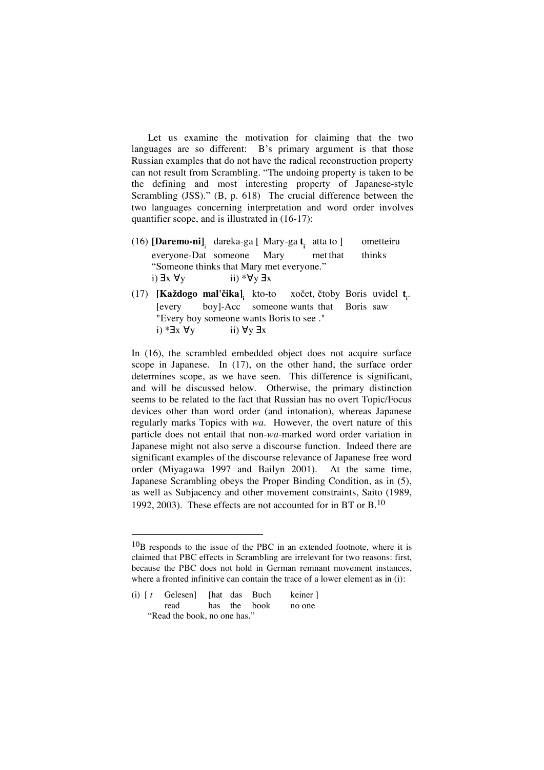Let us examine the motivation for claiming that the two languages are so different: B's primary argument is that those Russian examples that do not have the radical reconstruction property can not result from Scrambling. "The undoing property is taken to be the defining and most interesting property of Japanese-style Scrambling (JSS)." (B, p. 618) The crucial difference between the two languages concerning interpretation and word order involves quantifier scope, and is illustrated in (16-17):

(16) **[Daremo-ni]**$_i$ dareka-ga [ Mary-ga $\mathbf{t_i}$ atta to ] ometteiru
everyone-Dat someone Mary met that thinks
"Someone thinks that Mary met everyone."
i) $\exists x\ \forall y$ ii) $*\forall y\ \exists x$

(17) **[Každogo mal'čika]**$_i$ kto-to xočet, čtoby Boris uvidel $\mathbf{t_i}$.
[every boy]-Acc someone wants that Boris saw
"Every boy someone wants Boris to see ."
i) $*\exists x\ \forall y$ ii) $\forall y\ \exists x$

In (16), the scrambled embedded object does not acquire surface scope in Japanese. In (17), on the other hand, the surface order determines scope, as we have seen. This difference is significant, and will be discussed below. Otherwise, the primary distinction seems to be related to the fact that Russian has no overt Topic/Focus devices other than word order (and intonation), whereas Japanese regularly marks Topics with *wa*. However, the overt nature of this particle does not entail that non-*wa*-marked word order variation in Japanese might not also serve a discourse function. Indeed there are significant examples of the discourse relevance of Japanese free word order (Miyagawa 1997 and Bailyn 2001). At the same time, Japanese Scrambling obeys the Proper Binding Condition, as in (5), as well as Subjacency and other movement constraints, Saito (1989, 1992, 2003). These effects are not accounted for in BT or B.[10]

---

[10] B responds to the issue of the PBC in an extended footnote, where it is claimed that PBC effects in Scrambling are irrelevant for two reasons: first, because the PBC does not hold in German remnant movement instances, where a fronted infinitive can contain the trace of a lower element as in (i):

(i) [ *t* Gelesen] [hat das Buch keiner ]
read has the book no one
"Read the book, no one has."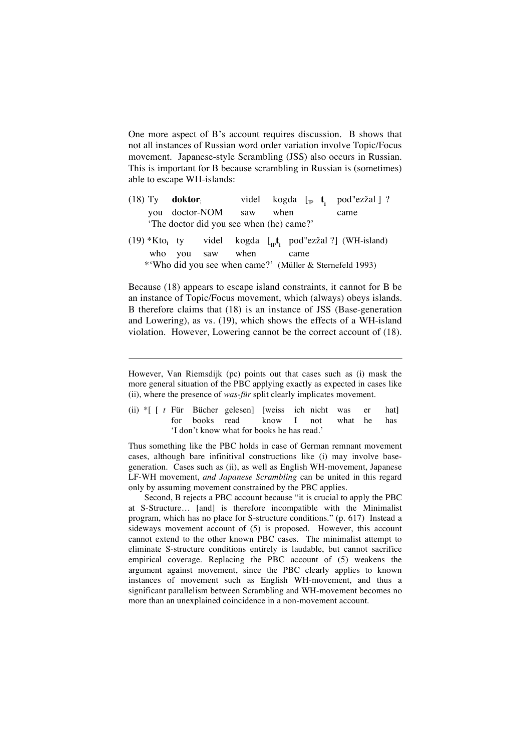One more aspect of B's account requires discussion. B shows that not all instances of Russian word order variation involve Topic/Focus movement. Japanese-style Scrambling (JSS) also occurs in Russian. This is important for B because scrambling in Russian is (sometimes) able to escape WH-islands:

(18) Ty **doktor**$_i$ videl kogda [$_{IP}$ **t**$_i$ pod"ezžal ] ?
you doctor-NOM saw when came
'The doctor did you see when (he) came?'

(19) *Kto$_i$ ty videl kogda [$_{IP}$**t**$_i$ pod"ezžal ?] (WH-island)
who you saw when came
*'Who did you see when came?' (Müller & Sternefeld 1993)

Because (18) appears to escape island constraints, it cannot for B be an instance of Topic/Focus movement, which (always) obeys islands. B therefore claims that (18) is an instance of JSS (Base-generation and Lowering), as vs. (19), which shows the effects of a WH-island violation. However, Lowering cannot be the correct account of (18).

---

However, Van Riemsdijk (pc) points out that cases such as (i) mask the more general situation of the PBC applying exactly as expected in cases like (ii), where the presence of *was-für* split clearly implicates movement.

(ii) *[ [ *t* Für Bücher gelesen] [weiss ich nicht was er hat]
for books read know I not what he has
'I don't know what for books he has read.'

Thus something like the PBC holds in case of German remnant movement cases, although bare infinitival constructions like (i) may involve base-generation. Cases such as (ii), as well as English WH-movement, Japanese LF-WH movement, *and Japanese Scrambling* can be united in this regard only by assuming movement constrained by the PBC applies.

Second, B rejects a PBC account because "it is crucial to apply the PBC at S-Structure… [and] is therefore incompatible with the Minimalist program, which has no place for S-structure conditions." (p. 617) Instead a sideways movement account of (5) is proposed. However, this account cannot extend to the other known PBC cases. The minimalist attempt to eliminate S-structure conditions entirely is laudable, but cannot sacrifice empirical coverage. Replacing the PBC account of (5) weakens the argument against movement, since the PBC clearly applies to known instances of movement such as English WH-movement, and thus a significant parallelism between Scrambling and WH-movement becomes no more than an unexplained coincidence in a non-movement account.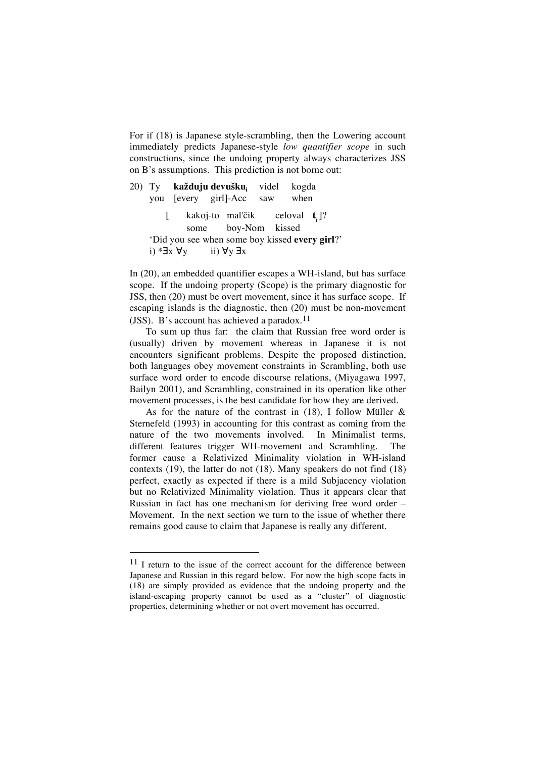For if (18) is Japanese style-scrambling, then the Lowering account immediately predicts Japanese-style *low quantifier scope* in such constructions, since the undoing property always characterizes JSS on B's assumptions. This prediction is not borne out:

20) Ty &nbsp;&nbsp; **každuju devušku$_i$** &nbsp;&nbsp; videl &nbsp;&nbsp; kogda
&nbsp;&nbsp;&nbsp;&nbsp;&nbsp; you &nbsp;&nbsp; [every &nbsp;&nbsp; girl]-Acc &nbsp;&nbsp; saw &nbsp;&nbsp; when

&nbsp;&nbsp;&nbsp;&nbsp;&nbsp;&nbsp;&nbsp;&nbsp;&nbsp;&nbsp; [ &nbsp;&nbsp; kakoj-to &nbsp;&nbsp; mal'čik &nbsp;&nbsp; celoval &nbsp;&nbsp; **t**$_i$ ]?
&nbsp;&nbsp;&nbsp;&nbsp;&nbsp;&nbsp;&nbsp;&nbsp;&nbsp;&nbsp;&nbsp;&nbsp;&nbsp;&nbsp; some &nbsp;&nbsp; boy-Nom &nbsp;&nbsp; kissed

&nbsp;&nbsp;&nbsp;&nbsp;&nbsp; 'Did you see when some boy kissed **every girl**?'

&nbsp;&nbsp;&nbsp;&nbsp;&nbsp; i) *∃x ∀y &nbsp;&nbsp;&nbsp;&nbsp; ii) ∀y ∃x

In (20), an embedded quantifier escapes a WH-island, but has surface scope. If the undoing property (Scope) is the primary diagnostic for JSS, then (20) must be overt movement, since it has surface scope. If escaping islands is the diagnostic, then (20) must be non-movement (JSS). B's account has achieved a paradox.[11]

To sum up thus far: the claim that Russian free word order is (usually) driven by movement whereas in Japanese it is not encounters significant problems. Despite the proposed distinction, both languages obey movement constraints in Scrambling, both use surface word order to encode discourse relations, (Miyagawa 1997, Bailyn 2001), and Scrambling, constrained in its operation like other movement processes, is the best candidate for how they are derived.

As for the nature of the contrast in (18), I follow Müller & Sternefeld (1993) in accounting for this contrast as coming from the nature of the two movements involved. In Minimalist terms, different features trigger WH-movement and Scrambling. The former cause a Relativized Minimality violation in WH-island contexts (19), the latter do not (18). Many speakers do not find (18) perfect, exactly as expected if there is a mild Subjacency violation but no Relativized Minimality violation. Thus it appears clear that Russian in fact has one mechanism for deriving free word order – Movement. In the next section we turn to the issue of whether there remains good cause to claim that Japanese is really any different.

---

[11] I return to the issue of the correct account for the difference between Japanese and Russian in this regard below. For now the high scope facts in (18) are simply provided as evidence that the undoing property and the island-escaping property cannot be used as a "cluster" of diagnostic properties, determining whether or not overt movement has occurred.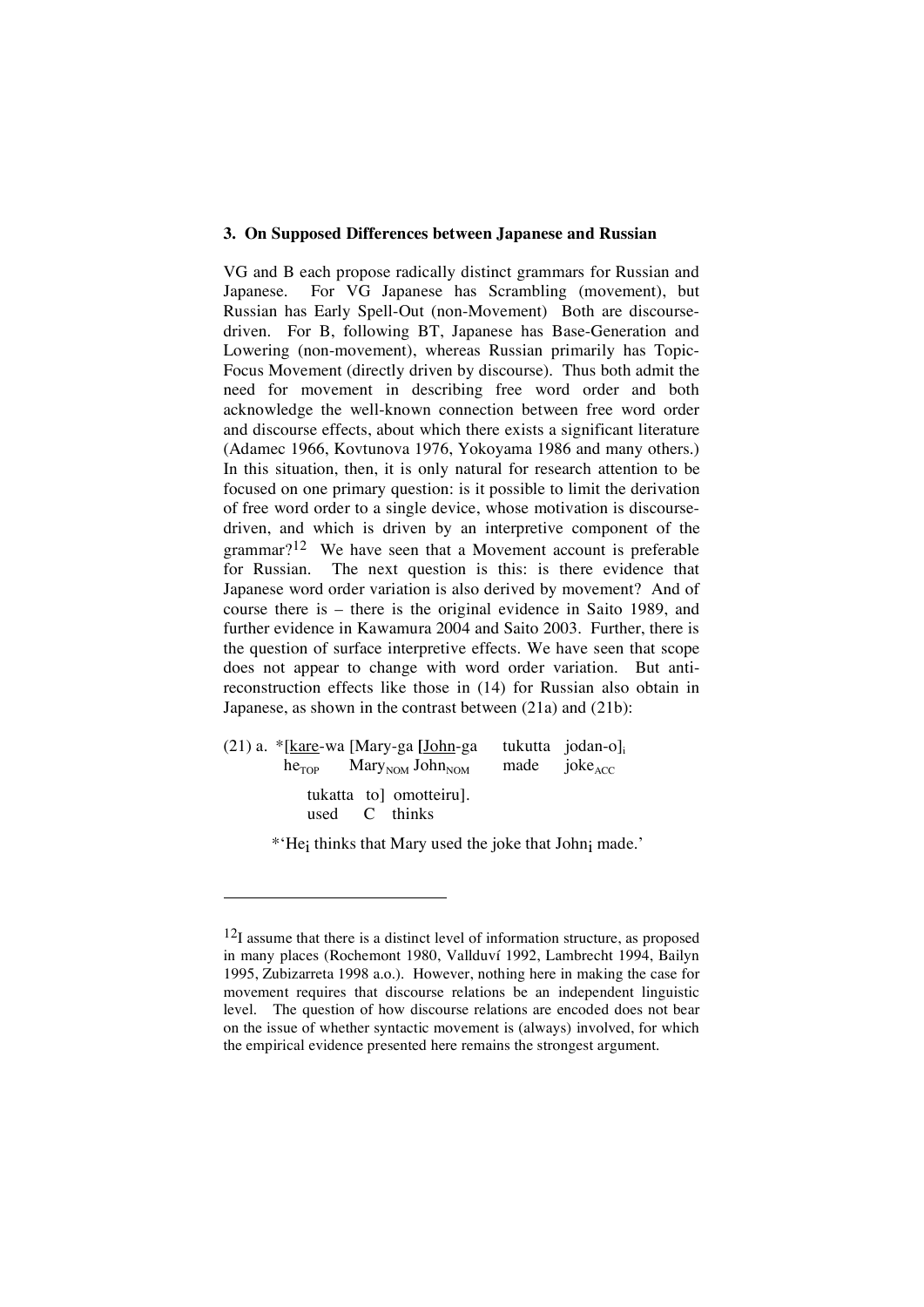### 3. On Supposed Differences between Japanese and Russian

VG and B each propose radically distinct grammars for Russian and Japanese. For VG Japanese has Scrambling (movement), but Russian has Early Spell-Out (non-Movement) Both are discourse-driven. For B, following BT, Japanese has Base-Generation and Lowering (non-movement), whereas Russian primarily has Topic-Focus Movement (directly driven by discourse). Thus both admit the need for movement in describing free word order and both acknowledge the well-known connection between free word order and discourse effects, about which there exists a significant literature (Adamec 1966, Kovtunova 1976, Yokoyama 1986 and many others.) In this situation, then, it is only natural for research attention to be focused on one primary question: is it possible to limit the derivation of free word order to a single device, whose motivation is discourse-driven, and which is driven by an interpretive component of the grammar?[12] We have seen that a Movement account is preferable for Russian. The next question is this: is there evidence that Japanese word order variation is also derived by movement? And of course there is – there is the original evidence in Saito 1989, and further evidence in Kawamura 2004 and Saito 2003. Further, there is the question of surface interpretive effects. We have seen that scope does not appear to change with word order variation. But anti-reconstruction effects like those in (14) for Russian also obtain in Japanese, as shown in the contrast between (21a) and (21b):

(21) a. *[<u>kare</u>-wa [Mary-ga [<u>John</u>-ga tukutta jodan-o]$_i$
he$_{TOP}$ Mary$_{NOM}$ John$_{NOM}$ made joke$_{ACC}$

tukatta to] omotteiru].
used C thinks

*'He$_i$ thinks that Mary used the joke that John$_i$ made.'

---

[12] I assume that there is a distinct level of information structure, as proposed in many places (Rochemont 1980, Vallduví 1992, Lambrecht 1994, Bailyn 1995, Zubizarreta 1998 a.o.). However, nothing here in making the case for movement requires that discourse relations be an independent linguistic level. The question of how discourse relations are encoded does not bear on the issue of whether syntactic movement is (always) involved, for which the empirical evidence presented here remains the strongest argument.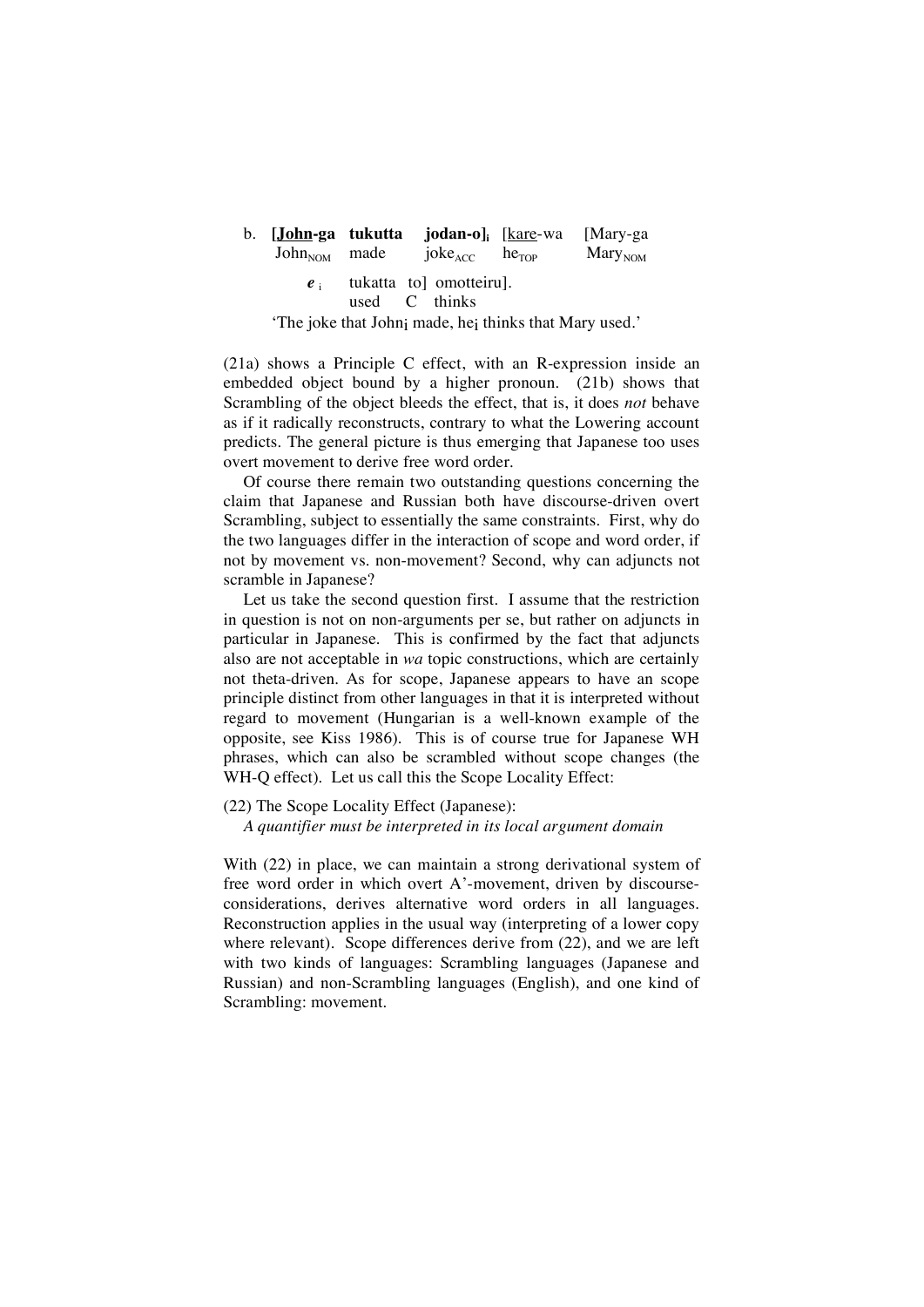b. **[<u>John</u>-ga tukutta jodan-o]$_i$** [<u>kare</u>-wa [Mary-ga
   John$_{NOM}$ made joke$_{ACC}$ he$_{TOP}$ Mary$_{NOM}$

   ***e*** $_i$ tukatta to] omotteiru].
   used C thinks

   'The joke that John¡ made, he¡ thinks that Mary used.'

(21a) shows a Principle C effect, with an R-expression inside an embedded object bound by a higher pronoun. (21b) shows that Scrambling of the object bleeds the effect, that is, it does *not* behave as if it radically reconstructs, contrary to what the Lowering account predicts. The general picture is thus emerging that Japanese too uses overt movement to derive free word order.

Of course there remain two outstanding questions concerning the claim that Japanese and Russian both have discourse-driven overt Scrambling, subject to essentially the same constraints. First, why do the two languages differ in the interaction of scope and word order, if not by movement vs. non-movement? Second, why can adjuncts not scramble in Japanese?

Let us take the second question first. I assume that the restriction in question is not on non-arguments per se, but rather on adjuncts in particular in Japanese. This is confirmed by the fact that adjuncts also are not acceptable in *wa* topic constructions, which are certainly not theta-driven. As for scope, Japanese appears to have an scope principle distinct from other languages in that it is interpreted without regard to movement (Hungarian is a well-known example of the opposite, see Kiss 1986). This is of course true for Japanese WH phrases, which can also be scrambled without scope changes (the WH-Q effect). Let us call this the Scope Locality Effect:

(22) The Scope Locality Effect (Japanese):
*A quantifier must be interpreted in its local argument domain*

With (22) in place, we can maintain a strong derivational system of free word order in which overt A'-movement, driven by discourse-considerations, derives alternative word orders in all languages. Reconstruction applies in the usual way (interpreting of a lower copy where relevant). Scope differences derive from (22), and we are left with two kinds of languages: Scrambling languages (Japanese and Russian) and non-Scrambling languages (English), and one kind of Scrambling: movement.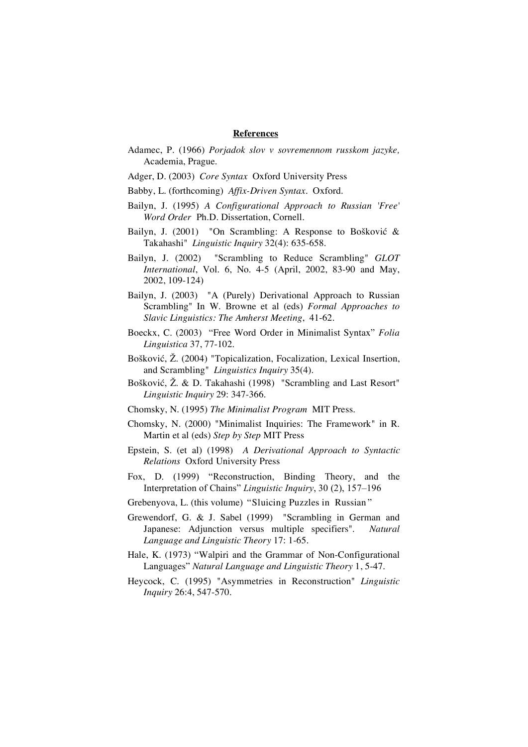## References

Adamec, P. (1966) *Porjadok slov v sovremennom russkom jazyke,* Academia, Prague.

Adger, D. (2003) *Core Syntax* Oxford University Press

Babby, L. (forthcoming) *Affix-Driven Syntax*. Oxford.

Bailyn, J. (1995) *A Configurational Approach to Russian 'Free' Word Order* Ph.D. Dissertation, Cornell.

Bailyn, J. (2001) "On Scrambling: A Response to Bošković & Takahashi" *Linguistic Inquiry* 32(4): 635-658.

Bailyn, J. (2002) "Scrambling to Reduce Scrambling" *GLOT International*, Vol. 6, No. 4-5 (April, 2002, 83-90 and May, 2002, 109-124)

Bailyn, J. (2003) "A (Purely) Derivational Approach to Russian Scrambling" In W. Browne et al (eds) *Formal Approaches to Slavic Linguistics: The Amherst Meeting*, 41-62.

Boeckx, C. (2003) "Free Word Order in Minimalist Syntax" *Folia Linguistica* 37, 77-102.

Bošković, Ž. (2004) "Topicalization, Focalization, Lexical Insertion, and Scrambling" *Linguistics Inquiry* 35(4).

Bošković, Ž. & D. Takahashi (1998) "Scrambling and Last Resort" *Linguistic Inquiry* 29: 347-366.

Chomsky, N. (1995) *The Minimalist Program* MIT Press.

Chomsky, N. (2000) "Minimalist Inquiries: The Framework" in R. Martin et al (eds) *Step by Step* MIT Press

Epstein, S. (et al) (1998) *A Derivational Approach to Syntactic Relations* Oxford University Press

Fox, D. (1999) "Reconstruction, Binding Theory, and the Interpretation of Chains" *Linguistic Inquiry*, 30 (2), 157–196

Grebenyova, L. (this volume) "Sluicing Puzzles in Russian"

Grewendorf, G. & J. Sabel (1999) "Scrambling in German and Japanese: Adjunction versus multiple specifiers". *Natural Language and Linguistic Theory* 17: 1-65.

Hale, K. (1973) "Walpiri and the Grammar of Non-Configurational Languages" *Natural Language and Linguistic Theory* 1, 5-47.

Heycock, C. (1995) "Asymmetries in Reconstruction" *Linguistic Inquiry* 26:4, 547-570.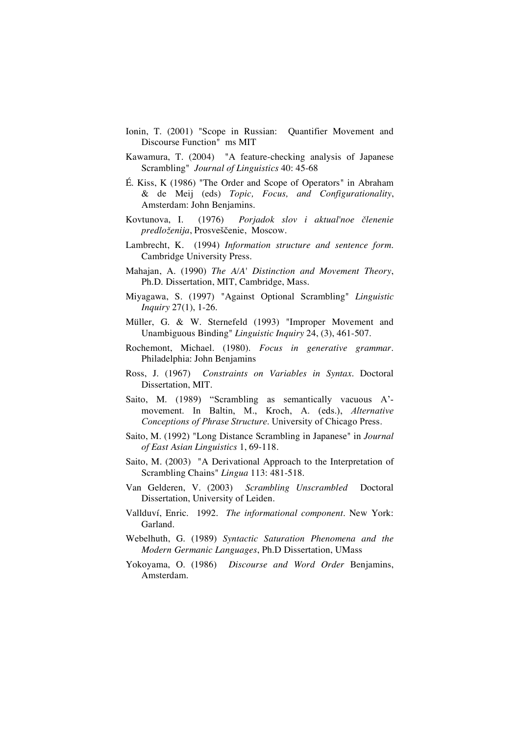Ionin, T. (2001) "Scope in Russian: Quantifier Movement and Discourse Function" ms MIT

Kawamura, T. (2004) "A feature-checking analysis of Japanese Scrambling" *Journal of Linguistics* 40: 45-68

É. Kiss, K (1986) "The Order and Scope of Operators" in Abraham & de Meij (eds) *Topic, Focus, and Configurationality*, Amsterdam: John Benjamins.

Kovtunova, I. (1976) *Porjadok slov i aktual'noe členenie predloženija*, Prosveščenie, Moscow.

Lambrecht, K. (1994) *Information structure and sentence form.* Cambridge University Press.

Mahajan, A. (1990) *The A/A' Distinction and Movement Theory*, Ph.D. Dissertation, MIT, Cambridge, Mass.

Miyagawa, S. (1997) "Against Optional Scrambling" *Linguistic Inquiry* 27(1), 1-26.

Müller, G. & W. Sternefeld (1993) "Improper Movement and Unambiguous Binding" *Linguistic Inquiry* 24, (3), 461-507.

Rochemont, Michael. (1980). *Focus in generative grammar*. Philadelphia: John Benjamins

Ross, J. (1967) *Constraints on Variables in Syntax.* Doctoral Dissertation, MIT.

Saito, M. (1989) "Scrambling as semantically vacuous A'-movement. In Baltin, M., Kroch, A. (eds.), *Alternative Conceptions of Phrase Structure.* University of Chicago Press.

Saito, M. (1992) "Long Distance Scrambling in Japanese" in *Journal of East Asian Linguistics* 1, 69-118.

Saito, M. (2003) "A Derivational Approach to the Interpretation of Scrambling Chains" *Lingua* 113: 481-518.

Van Gelderen, V. (2003) *Scrambling Unscrambled* Doctoral Dissertation, University of Leiden.

Vallduví, Enric. 1992. *The informational component*. New York: Garland.

Webelhuth, G. (1989) *Syntactic Saturation Phenomena and the Modern Germanic Languages*, Ph.D Dissertation, UMass

Yokoyama, O. (1986) *Discourse and Word Order* Benjamins, Amsterdam.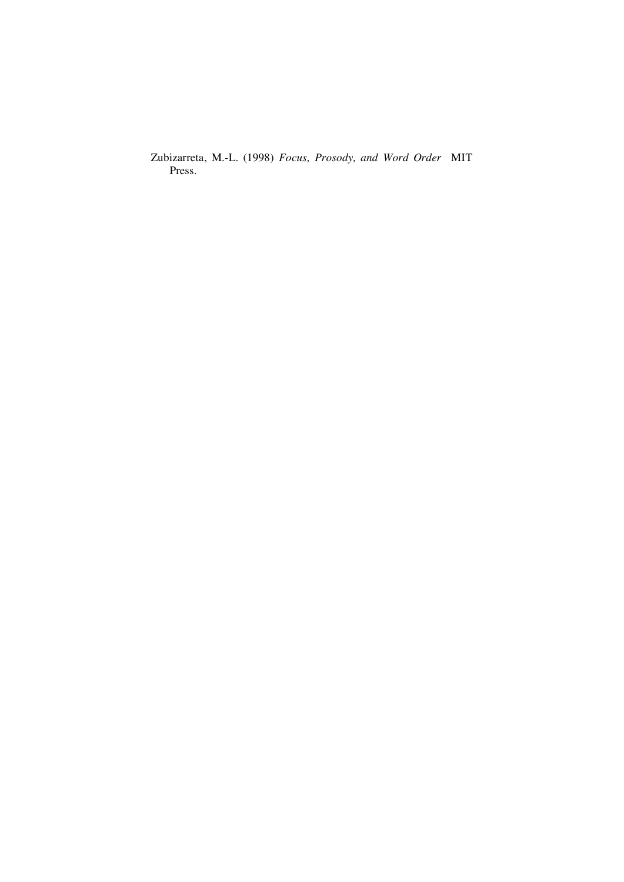Zubizarreta, M.-L. (1998) *Focus, Prosody, and Word Order* MIT Press.